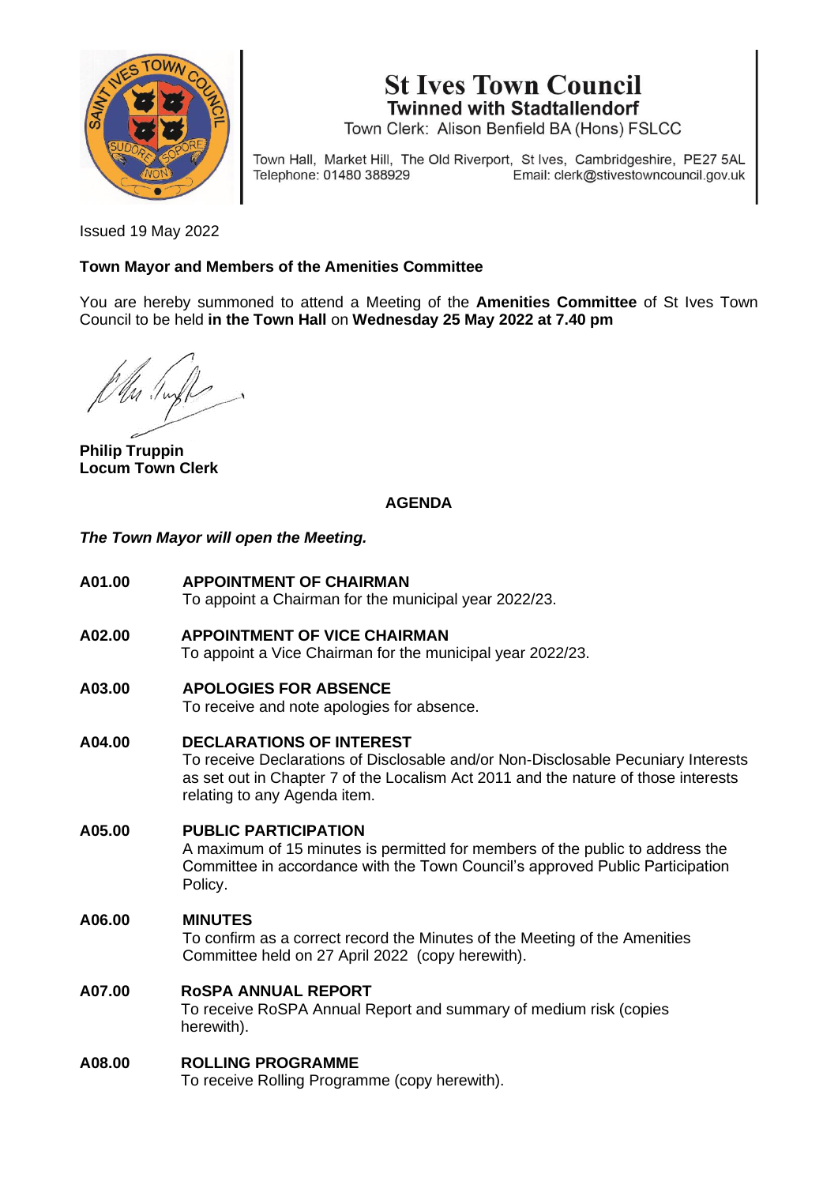# St Ives Town Council

**Twinned with Stadtallendorf**

Town Clerk: Alison Benfield BA (Hons) FSLCC

Town Hall, Market Hill, The Old Riverport, St Ives, Cambridgeshire, PE27 5AL
Telephone: 01480 388929 Email: clerk@stivestowncouncil.gov.uk

Issued 19 May 2022

**Town Mayor and Members of the Amenities Committee**

You are hereby summoned to attend a Meeting of the **Amenities Committee** of St Ives Town Council to be held **in the Town Hall** on **Wednesday 25 May 2022 at 7.40 pm**

**Philip Truppin**
**Locum Town Clerk**

## AGENDA

***The Town Mayor will open the Meeting.***

**A01.00 APPOINTMENT OF CHAIRMAN**
To appoint a Chairman for the municipal year 2022/23.

**A02.00 APPOINTMENT OF VICE CHAIRMAN**
To appoint a Vice Chairman for the municipal year 2022/23.

**A03.00 APOLOGIES FOR ABSENCE**
To receive and note apologies for absence.

**A04.00 DECLARATIONS OF INTEREST**
To receive Declarations of Disclosable and/or Non-Disclosable Pecuniary Interests as set out in Chapter 7 of the Localism Act 2011 and the nature of those interests relating to any Agenda item.

**A05.00 PUBLIC PARTICIPATION**
A maximum of 15 minutes is permitted for members of the public to address the Committee in accordance with the Town Council's approved Public Participation Policy.

**A06.00 MINUTES**
To confirm as a correct record the Minutes of the Meeting of the Amenities Committee held on 27 April 2022 (copy herewith).

**A07.00 RoSPA ANNUAL REPORT**
To receive RoSPA Annual Report and summary of medium risk (copies herewith).

**A08.00 ROLLING PROGRAMME**
To receive Rolling Programme (copy herewith).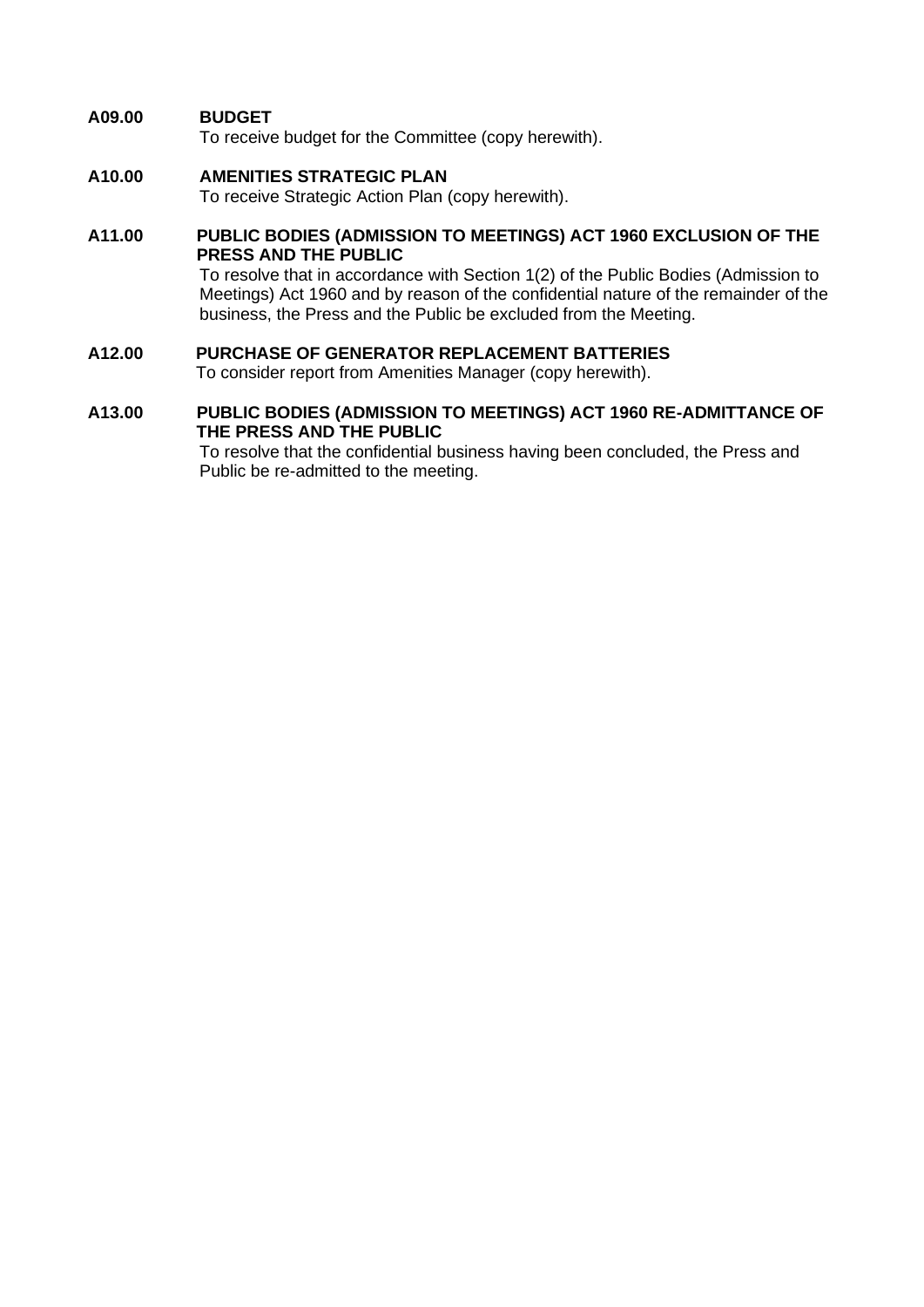**A09.00 BUDGET**

To receive budget for the Committee (copy herewith).

**A10.00 AMENITIES STRATEGIC PLAN**

To receive Strategic Action Plan (copy herewith).

**A11.00 PUBLIC BODIES (ADMISSION TO MEETINGS) ACT 1960 EXCLUSION OF THE PRESS AND THE PUBLIC**

To resolve that in accordance with Section 1(2) of the Public Bodies (Admission to Meetings) Act 1960 and by reason of the confidential nature of the remainder of the business, the Press and the Public be excluded from the Meeting.

**A12.00 PURCHASE OF GENERATOR REPLACEMENT BATTERIES**

To consider report from Amenities Manager (copy herewith).

**A13.00 PUBLIC BODIES (ADMISSION TO MEETINGS) ACT 1960 RE-ADMITTANCE OF THE PRESS AND THE PUBLIC**

To resolve that the confidential business having been concluded, the Press and Public be re-admitted to the meeting.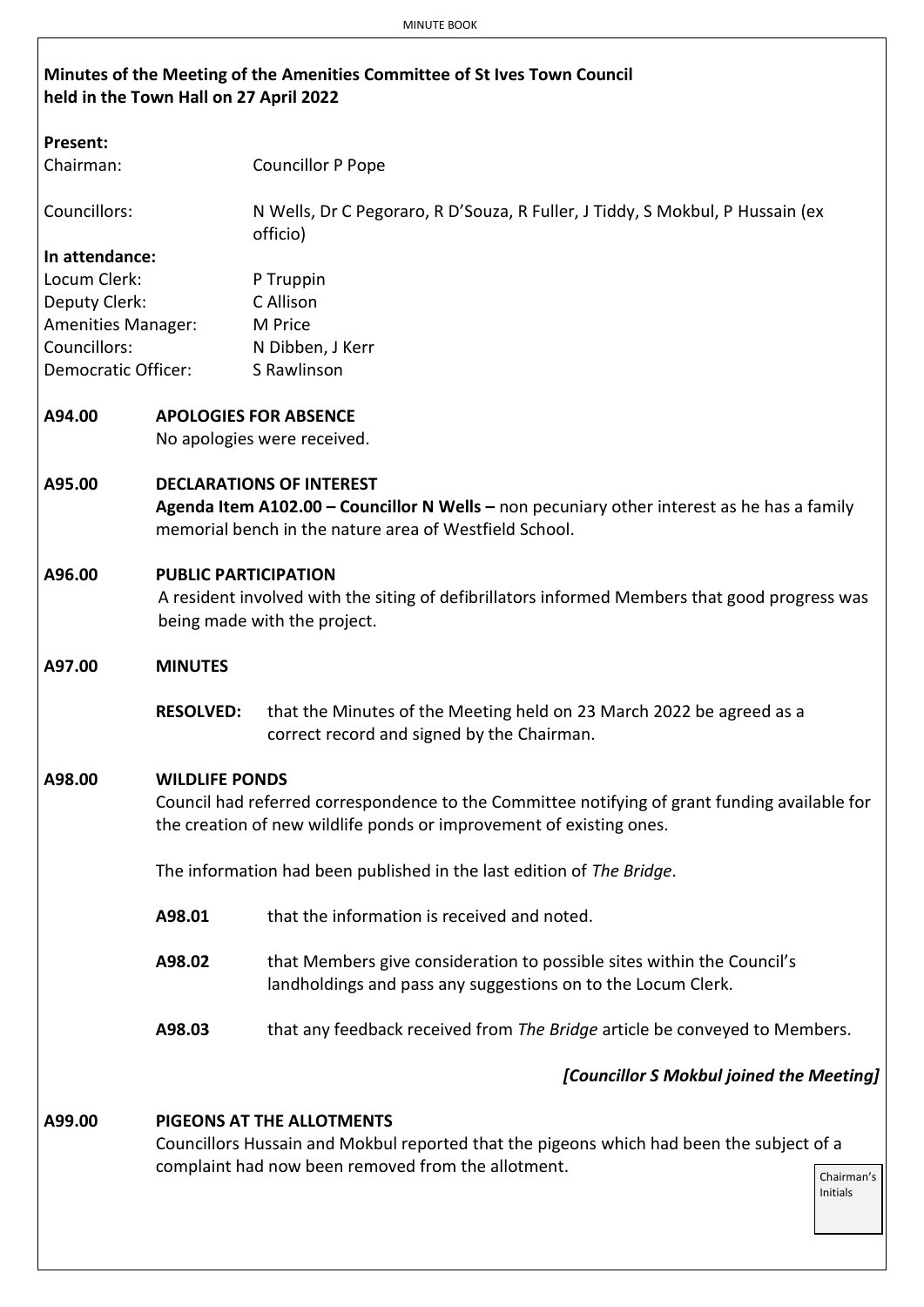**Minutes of the Meeting of the Amenities Committee of St Ives Town Council held in the Town Hall on 27 April 2022**

**Present:**

| | |
|---|---|
| Chairman: | Councillor P Pope |
| Councillors: | N Wells, Dr C Pegoraro, R D'Souza, R Fuller, J Tiddy, S Mokbul, P Hussain (ex officio) |

**In attendance:**

| | |
|---|---|
| Locum Clerk: | P Truppin |
| Deputy Clerk: | C Allison |
| Amenities Manager: | M Price |
| Councillors: | N Dibben, J Kerr |
| Democratic Officer: | S Rawlinson |

**A94.00 APOLOGIES FOR ABSENCE**

No apologies were received.

**A95.00 DECLARATIONS OF INTEREST**

**Agenda Item A102.00 – Councillor N Wells –** non pecuniary other interest as he has a family memorial bench in the nature area of Westfield School.

**A96.00 PUBLIC PARTICIPATION**

A resident involved with the siting of defibrillators informed Members that good progress was being made with the project.

**A97.00 MINUTES**

**RESOLVED:** that the Minutes of the Meeting held on 23 March 2022 be agreed as a correct record and signed by the Chairman.

**A98.00 WILDLIFE PONDS**

Council had referred correspondence to the Committee notifying of grant funding available for the creation of new wildlife ponds or improvement of existing ones.

The information had been published in the last edition of *The Bridge*.

**A98.01** that the information is received and noted.

**A98.02** that Members give consideration to possible sites within the Council's landholdings and pass any suggestions on to the Locum Clerk.

**A98.03** that any feedback received from *The Bridge* article be conveyed to Members.

***[Councillor S Mokbul joined the Meeting]***

**A99.00 PIGEONS AT THE ALLOTMENTS**

Councillors Hussain and Mokbul reported that the pigeons which had been the subject of a complaint had now been removed from the allotment.

Chairman's Initials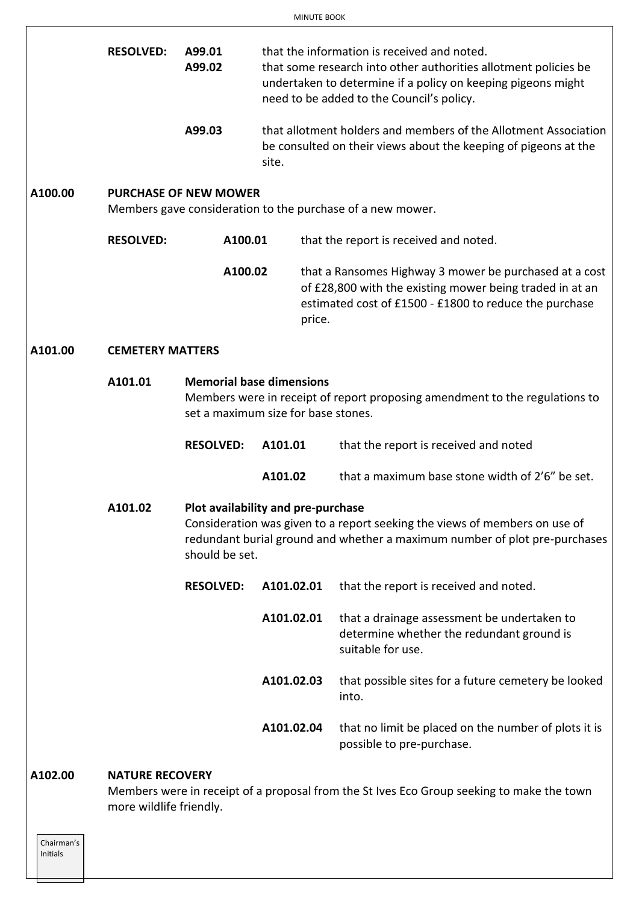**RESOLVED:** **A99.01** that the information is received and noted.

**A99.02** that some research into other authorities allotment policies be undertaken to determine if a policy on keeping pigeons might need to be added to the Council's policy.

**A99.03** that allotment holders and members of the Allotment Association be consulted on their views about the keeping of pigeons at the site.

## A100.00 PURCHASE OF NEW MOWER

Members gave consideration to the purchase of a new mower.

**RESOLVED:** **A100.01** that the report is received and noted.

**A100.02** that a Ransomes Highway 3 mower be purchased at a cost of £28,800 with the existing mower being traded in at an estimated cost of £1500 - £1800 to reduce the purchase price.

## A101.00 CEMETERY MATTERS

### A101.01 Memorial base dimensions

Members were in receipt of report proposing amendment to the regulations to set a maximum size for base stones.

**RESOLVED:** **A101.01** that the report is received and noted

**A101.02** that a maximum base stone width of 2'6" be set.

### A101.02 Plot availability and pre-purchase

Consideration was given to a report seeking the views of members on use of redundant burial ground and whether a maximum number of plot pre-purchases should be set.

**RESOLVED:** **A101.02.01** that the report is received and noted.

**A101.02.01** that a drainage assessment be undertaken to determine whether the redundant ground is suitable for use.

**A101.02.03** that possible sites for a future cemetery be looked into.

**A101.02.04** that no limit be placed on the number of plots it is possible to pre-purchase.

## A102.00 NATURE RECOVERY

Members were in receipt of a proposal from the St Ives Eco Group seeking to make the town more wildlife friendly.

Chairman's Initials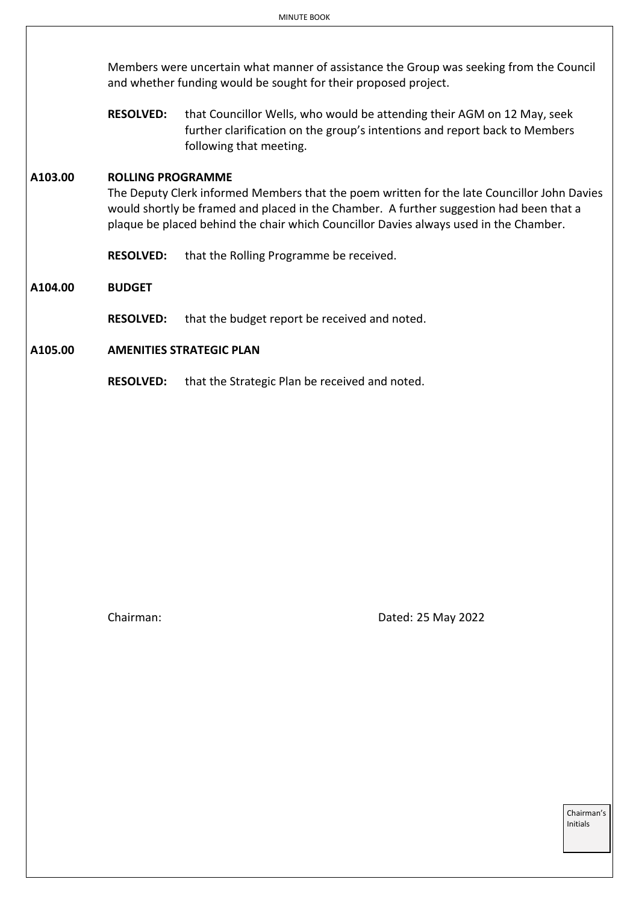Members were uncertain what manner of assistance the Group was seeking from the Council and whether funding would be sought for their proposed project.

**RESOLVED:** that Councillor Wells, who would be attending their AGM on 12 May, seek further clarification on the group's intentions and report back to Members following that meeting.

**A103.00 ROLLING PROGRAMME**

The Deputy Clerk informed Members that the poem written for the late Councillor John Davies would shortly be framed and placed in the Chamber. A further suggestion had been that a plaque be placed behind the chair which Councillor Davies always used in the Chamber.

**RESOLVED:** that the Rolling Programme be received.

**A104.00 BUDGET**

**RESOLVED:** that the budget report be received and noted.

**A105.00 AMENITIES STRATEGIC PLAN**

**RESOLVED:** that the Strategic Plan be received and noted.

Chairman: Dated: 25 May 2022

Chairman's Initials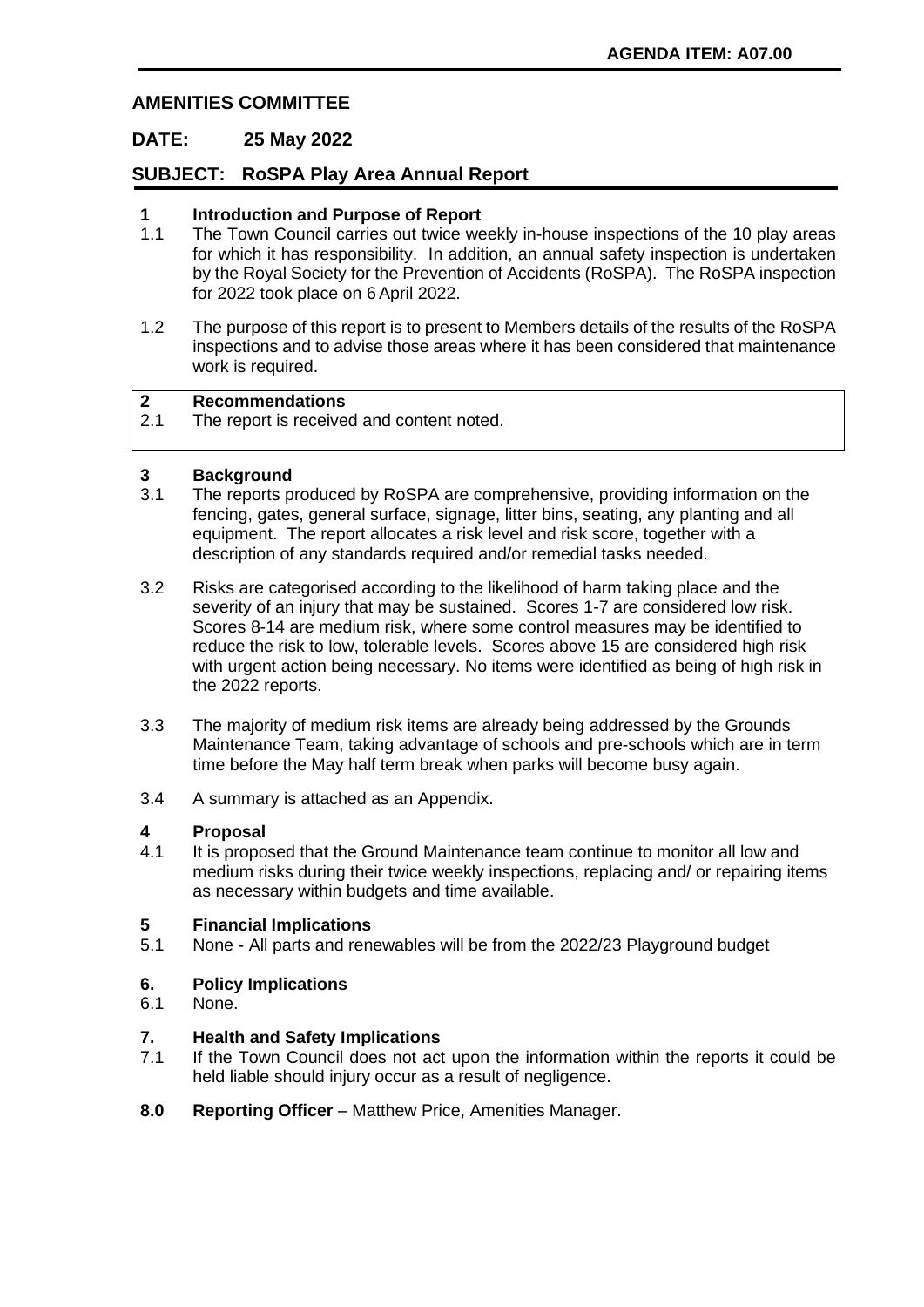**AGENDA ITEM: A07.00**

## AMENITIES COMMITTEE

**DATE: 25 May 2022**

**SUBJECT: RoSPA Play Area Annual Report**

### 1 Introduction and Purpose of Report

1.1 The Town Council carries out twice weekly in-house inspections of the 10 play areas for which it has responsibility. In addition, an annual safety inspection is undertaken by the Royal Society for the Prevention of Accidents (RoSPA). The RoSPA inspection for 2022 took place on 6 April 2022.

1.2 The purpose of this report is to present to Members details of the results of the RoSPA inspections and to advise those areas where it has been considered that maintenance work is required.

### 2 Recommendations

2.1 The report is received and content noted.

### 3 Background

3.1 The reports produced by RoSPA are comprehensive, providing information on the fencing, gates, general surface, signage, litter bins, seating, any planting and all equipment. The report allocates a risk level and risk score, together with a description of any standards required and/or remedial tasks needed.

3.2 Risks are categorised according to the likelihood of harm taking place and the severity of an injury that may be sustained. Scores 1-7 are considered low risk. Scores 8-14 are medium risk, where some control measures may be identified to reduce the risk to low, tolerable levels. Scores above 15 are considered high risk with urgent action being necessary. No items were identified as being of high risk in the 2022 reports.

3.3 The majority of medium risk items are already being addressed by the Grounds Maintenance Team, taking advantage of schools and pre-schools which are in term time before the May half term break when parks will become busy again.

3.4 A summary is attached as an Appendix.

### 4 Proposal

4.1 It is proposed that the Ground Maintenance team continue to monitor all low and medium risks during their twice weekly inspections, replacing and/ or repairing items as necessary within budgets and time available.

### 5 Financial Implications

5.1 None - All parts and renewables will be from the 2022/23 Playground budget

### 6. Policy Implications

6.1 None.

### 7. Health and Safety Implications

7.1 If the Town Council does not act upon the information within the reports it could be held liable should injury occur as a result of negligence.

**8.0 Reporting Officer** – Matthew Price, Amenities Manager.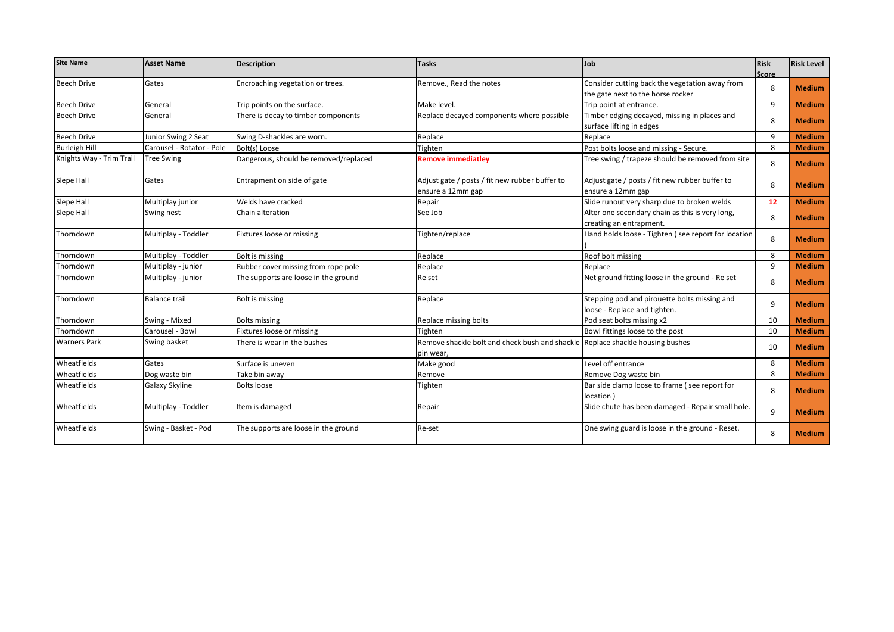| Site Name | Asset Name | Description | Tasks | Job | Risk Score | Risk Level |
|---|---|---|---|---|---|---|
| Beech Drive | Gates | Encroaching vegetation or trees. | Remove., Read the notes | Consider cutting back the vegetation away from the gate next to the horse rocker | 8 | **Medium** |
| Beech Drive | General | Trip points on the surface. | Make level. | Trip point at entrance. | 9 | **Medium** |
| Beech Drive | General | There is decay to timber components | Replace decayed components where possible | Timber edging decayed, missing in places and surface lifting in edges | 8 | **Medium** |
| Beech Drive | Junior Swing 2 Seat | Swing D-shackles are worn. | Replace | Replace | 9 | **Medium** |
| Burleigh Hill | Carousel - Rotator - Pole | Bolt(s) Loose | Tighten | Post bolts loose and missing - Secure. | 8 | **Medium** |
| Knights Way - Trim Trail | Tree Swing | Dangerous, should be removed/replaced | **Remove immediatley** | Tree swing / trapeze should be removed from site | 8 | **Medium** |
| Slepe Hall | Gates | Entrapment on side of gate | Adjust gate / posts / fit new rubber buffer to ensure a 12mm gap | Adjust gate / posts / fit new rubber buffer to ensure a 12mm gap | 8 | **Medium** |
| Slepe Hall | Multiplay junior | Welds have cracked | Repair | Slide runout very sharp due to broken welds | **12** | **Medium** |
| Slepe Hall | Swing nest | Chain alteration | See Job | Alter one secondary chain as this is very long, creating an entrapment. | 8 | **Medium** |
| Thorndown | Multiplay - Toddler | Fixtures loose or missing | Tighten/replace | Hand holds loose - Tighten ( see report for location ) | 8 | **Medium** |
| Thorndown | Multiplay - Toddler | Bolt is missing | Replace | Roof bolt missing | 8 | **Medium** |
| Thorndown | Multiplay - junior | Rubber cover missing from rope pole | Replace | Replace | 9 | **Medium** |
| Thorndown | Multiplay - junior | The supports are loose in the ground | Re set | Net ground fitting loose in the ground - Re set | 8 | **Medium** |
| Thorndown | Balance trail | Bolt is missing | Replace | Stepping pod and pirouette bolts missing and loose - Replace and tighten. | 9 | **Medium** |
| Thorndown | Swing - Mixed | Bolts missing | Replace missing bolts | Pod seat bolts missing x2 | 10 | **Medium** |
| Thorndown | Carousel - Bowl | Fixtures loose or missing | Tighten | Bowl fittings loose to the post | 10 | **Medium** |
| Warners Park | Swing basket | There is wear in the bushes | Remove shackle bolt and check bush and shackle pin wear, | Replace shackle housing bushes | 10 | **Medium** |
| Wheatfields | Gates | Surface is uneven | Make good | Level off entrance | 8 | **Medium** |
| Wheatfields | Dog waste bin | Take bin away | Remove | Remove Dog waste bin | 8 | **Medium** |
| Wheatfields | Galaxy Skyline | Bolts loose | Tighten | Bar side clamp loose to frame ( see report for location ) | 8 | **Medium** |
| Wheatfields | Multiplay - Toddler | Item is damaged | Repair | Slide chute has been damaged - Repair small hole. | 9 | **Medium** |
| Wheatfields | Swing - Basket - Pod | The supports are loose in the ground | Re-set | One swing guard is loose in the ground - Reset. | 8 | **Medium** |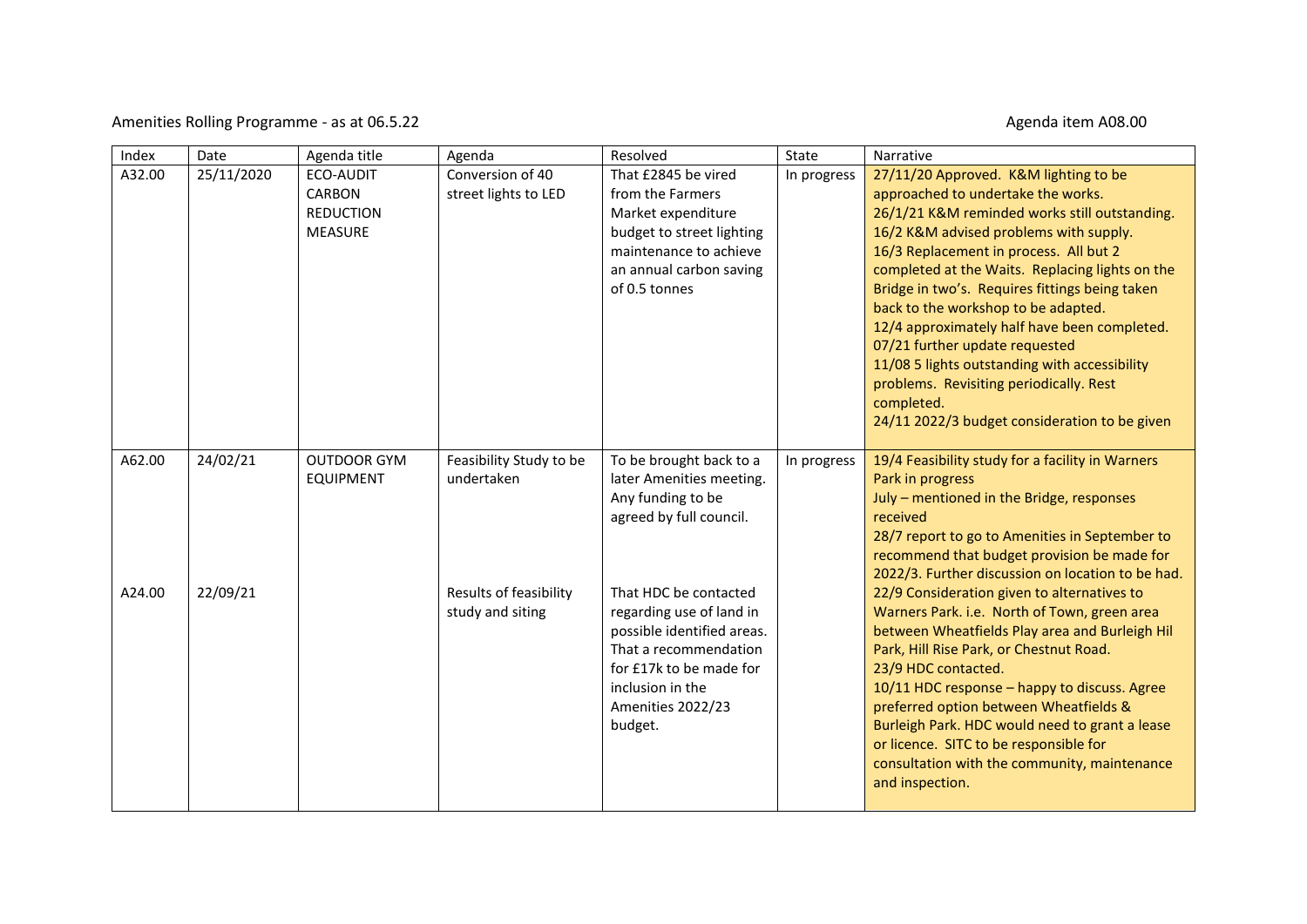Amenities Rolling Programme - as at 06.5.22

Agenda item A08.00

| Index | Date | Agenda title | Agenda | Resolved | State | Narrative |
|---|---|---|---|---|---|---|
| A32.00 | 25/11/2020 | ECO-AUDIT CARBON REDUCTION MEASURE | Conversion of 40 street lights to LED | That £2845 be vired from the Farmers Market expenditure budget to street lighting maintenance to achieve an annual carbon saving of 0.5 tonnes | In progress | 27/11/20 Approved. K&M lighting to be approached to undertake the works.<br>26/1/21 K&M reminded works still outstanding.<br>16/2 K&M advised problems with supply.<br>16/3 Replacement in process. All but 2 completed at the Waits. Replacing lights on the Bridge in two's. Requires fittings being taken back to the workshop to be adapted.<br>12/4 approximately half have been completed.<br>07/21 further update requested<br>11/08 5 lights outstanding with accessibility problems. Revisiting periodically. Rest completed.<br>24/11 2022/3 budget consideration to be given |
| A62.00 | 24/02/21 | OUTDOOR GYM EQUIPMENT | Feasibility Study to be undertaken | To be brought back to a later Amenities meeting. Any funding to be agreed by full council. | In progress | 19/4 Feasibility study for a facility in Warners Park in progress<br>July – mentioned in the Bridge, responses received<br>28/7 report to go to Amenities in September to recommend that budget provision be made for 2022/3. Further discussion on location to be had. |
| A24.00 | 22/09/21 | | Results of feasibility study and siting | That HDC be contacted regarding use of land in possible identified areas. That a recommendation for £17k to be made for inclusion in the Amenities 2022/23 budget. | | 22/9 Consideration given to alternatives to Warners Park. i.e. North of Town, green area between Wheatfields Play area and Burleigh Hil Park, Hill Rise Park, or Chestnut Road.<br>23/9 HDC contacted.<br>10/11 HDC response – happy to discuss. Agree preferred option between Wheatfields & Burleigh Park. HDC would need to grant a lease or licence. SITC to be responsible for consultation with the community, maintenance and inspection. |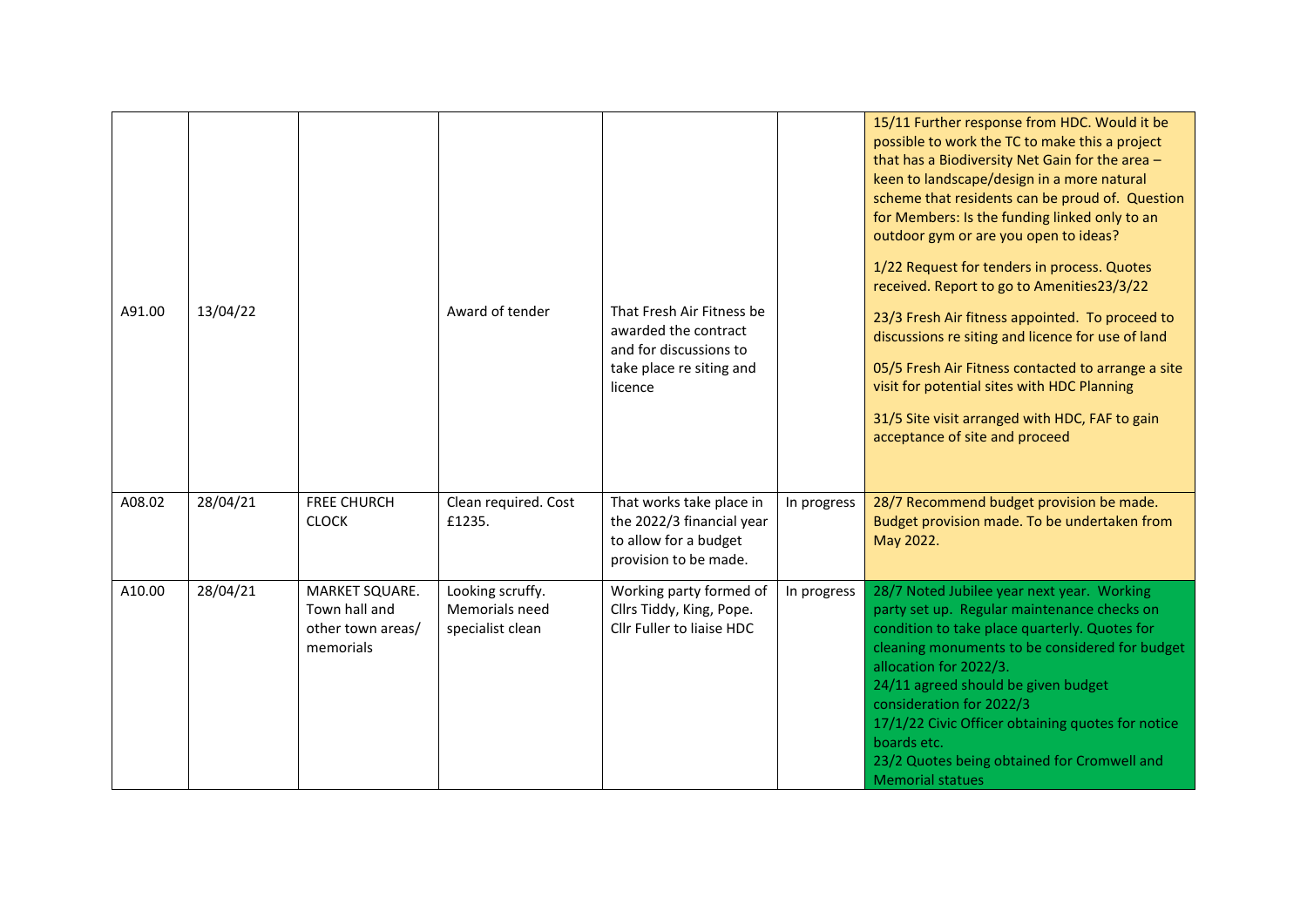| | | | | | | |
|---|---|---|---|---|---|---|
| A91.00 | 13/04/22 | | Award of tender | That Fresh Air Fitness be awarded the contract and for discussions to take place re siting and licence | | 15/11 Further response from HDC. Would it be possible to work the TC to make this a project that has a Biodiversity Net Gain for the area – keen to landscape/design in a more natural scheme that residents can be proud of. Question for Members: Is the funding linked only to an outdoor gym or are you open to ideas?<br><br>1/22 Request for tenders in process. Quotes received. Report to go to Amenities23/3/22<br><br>23/3 Fresh Air fitness appointed. To proceed to discussions re siting and licence for use of land<br><br>05/5 Fresh Air Fitness contacted to arrange a site visit for potential sites with HDC Planning<br><br>31/5 Site visit arranged with HDC, FAF to gain acceptance of site and proceed |
| A08.02 | 28/04/21 | FREE CHURCH CLOCK | Clean required. Cost £1235. | That works take place in the 2022/3 financial year to allow for a budget provision to be made. | In progress | 28/7 Recommend budget provision be made. Budget provision made. To be undertaken from May 2022. |
| A10.00 | 28/04/21 | MARKET SQUARE. Town hall and other town areas/ memorials | Looking scruffy. Memorials need specialist clean | Working party formed of Cllrs Tiddy, King, Pope. Cllr Fuller to liaise HDC | In progress | 28/7 Noted Jubilee year next year. Working party set up. Regular maintenance checks on condition to take place quarterly. Quotes for cleaning monuments to be considered for budget allocation for 2022/3.<br>24/11 agreed should be given budget consideration for 2022/3<br>17/1/22 Civic Officer obtaining quotes for notice boards etc.<br>23/2 Quotes being obtained for Cromwell and Memorial statues |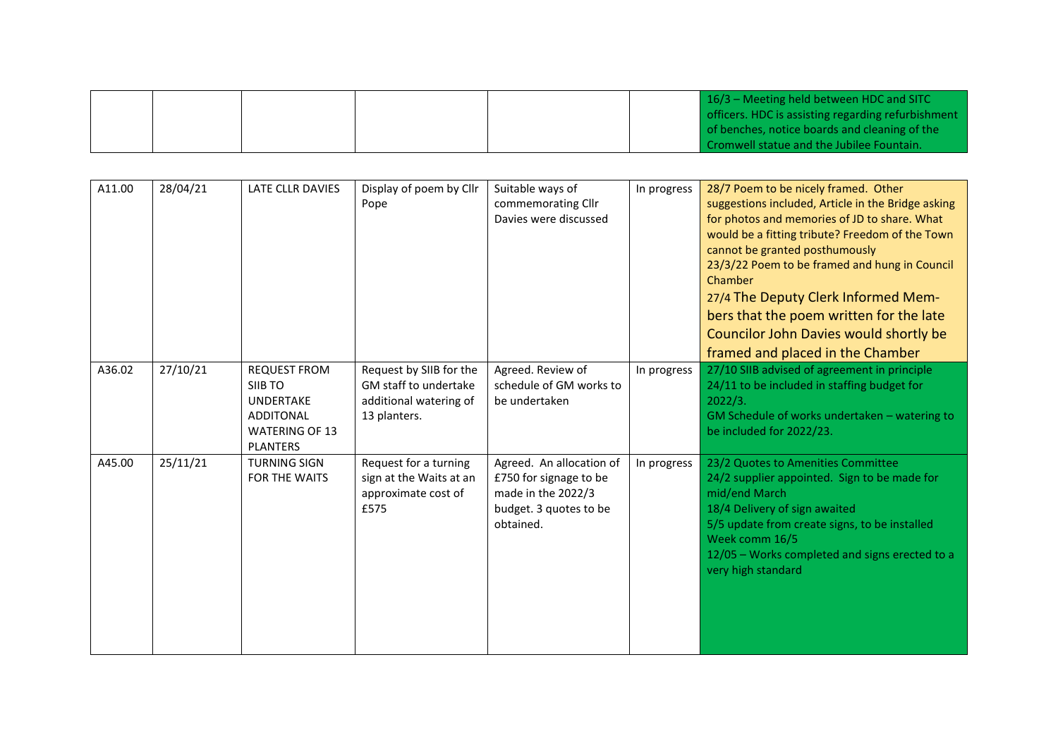| | | | | | | |
|---|---|---|---|---|---|---|
| | | | | | | 16/3 – Meeting held between HDC and SITC officers. HDC is assisting regarding refurbishment of benches, notice boards and cleaning of the Cromwell statue and the Jubilee Fountain. |

| | | | | | | |
|---|---|---|---|---|---|---|
| A11.00 | 28/04/21 | LATE CLLR DAVIES | Display of poem by Cllr Pope | Suitable ways of commemorating Cllr Davies were discussed | In progress | 28/7 Poem to be nicely framed. Other suggestions included, Article in the Bridge asking for photos and memories of JD to share. What would be a fitting tribute? Freedom of the Town cannot be granted posthumously<br>23/3/22 Poem to be framed and hung in Council Chamber<br>27/4 The Deputy Clerk Informed Members that the poem written for the late Councilor John Davies would shortly be framed and placed in the Chamber |
| A36.02 | 27/10/21 | REQUEST FROM SIIB TO UNDERTAKE ADDITONAL WATERING OF 13 PLANTERS | Request by SIIB for the GM staff to undertake additional watering of 13 planters. | Agreed. Review of schedule of GM works to be undertaken | In progress | 27/10 SIIB advised of agreement in principle<br>24/11 to be included in staffing budget for 2022/3.<br>GM Schedule of works undertaken – watering to be included for 2022/23. |
| A45.00 | 25/11/21 | TURNING SIGN FOR THE WAITS | Request for a turning sign at the Waits at an approximate cost of £575 | Agreed. An allocation of £750 for signage to be made in the 2022/3 budget. 3 quotes to be obtained. | In progress | 23/2 Quotes to Amenities Committee<br>24/2 supplier appointed. Sign to be made for mid/end March<br>18/4 Delivery of sign awaited<br>5/5 update from create signs, to be installed Week comm 16/5<br>12/05 – Works completed and signs erected to a very high standard |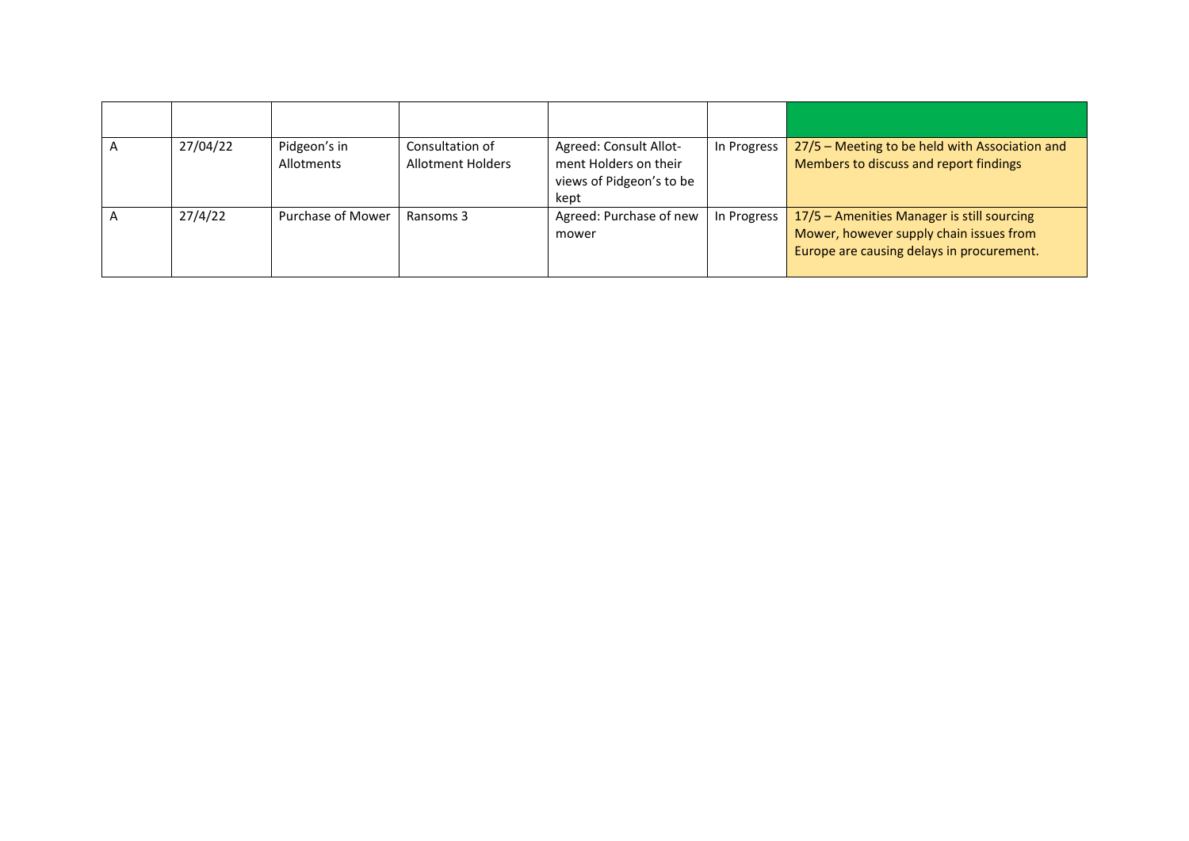| | | | | | | |
|---|---|---|---|---|---|---|
| A | 27/04/22 | Pidgeon's in Allotments | Consultation of Allotment Holders | Agreed: Consult Allot-ment Holders on their views of Pidgeon's to be kept | In Progress | 27/5 – Meeting to be held with Association and Members to discuss and report findings |
| A | 27/4/22 | Purchase of Mower | Ransoms 3 | Agreed: Purchase of new mower | In Progress | 17/5 – Amenities Manager is still sourcing Mower, however supply chain issues from Europe are causing delays in procurement. |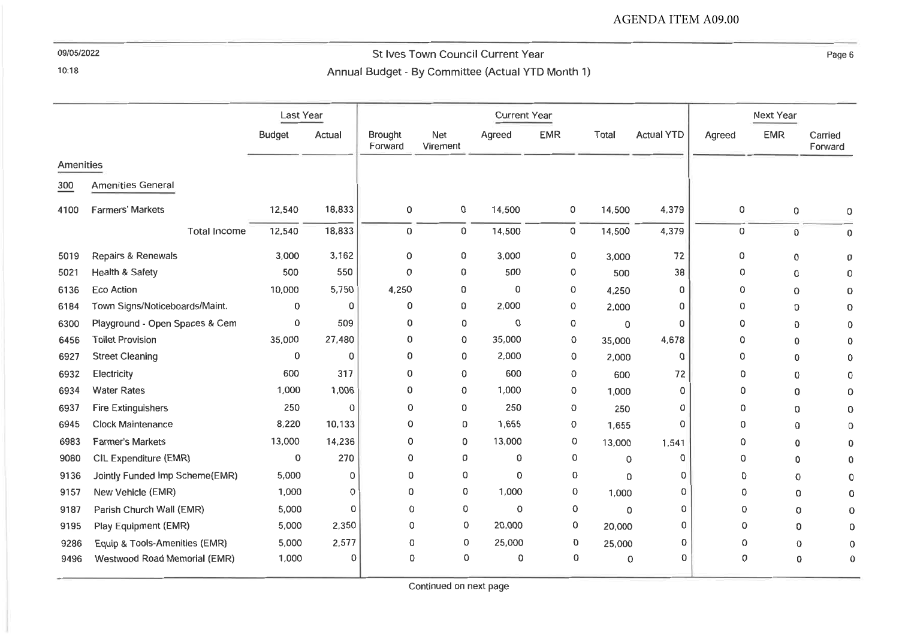AGENDA ITEM A09.00

09/05/2022
10:18

# St Ives Town Council Current Year

## Annual Budget - By Committee (Actual YTD Month 1)

| | | Last Year | | Current Year | | | | | | Next Year | | |
|---|---|---|---|---|---|---|---|---|---|---|---|---|
| | | Budget | Actual | Brought Forward | Net Virement | Agreed | EMR | Total | Actual YTD | Agreed | EMR | Carried Forward |
| **Amenities** | | | | | | | | | | | | |
| 300 | Amenities General | | | | | | | | | | | |
| 4100 | Farmers' Markets | 12,540 | 18,833 | 0 | 0 | 14,500 | 0 | 14,500 | 4,379 | 0 | 0 | 0 |
| | Total Income | 12,540 | 18,833 | 0 | 0 | 14,500 | 0 | 14,500 | 4,379 | 0 | 0 | 0 |
| 5019 | Repairs & Renewals | 3,000 | 3,162 | 0 | 0 | 3,000 | 0 | 3,000 | 72 | 0 | 0 | 0 |
| 5021 | Health & Safety | 500 | 550 | 0 | 0 | 500 | 0 | 500 | 38 | 0 | 0 | 0 |
| 6136 | Eco Action | 10,000 | 5,750 | 4,250 | 0 | 0 | 0 | 4,250 | 0 | 0 | 0 | 0 |
| 6184 | Town Signs/Noticeboards/Maint. | 0 | 0 | 0 | 0 | 2,000 | 0 | 2,000 | 0 | 0 | 0 | 0 |
| 6300 | Playground - Open Spaces & Cem | 0 | 509 | 0 | 0 | 0 | 0 | 0 | 0 | 0 | 0 | 0 |
| 6456 | Toilet Provision | 35,000 | 27,480 | 0 | 0 | 35,000 | 0 | 35,000 | 4,678 | 0 | 0 | 0 |
| 6927 | Street Cleaning | 0 | 0 | 0 | 0 | 2,000 | 0 | 2,000 | 0 | 0 | 0 | 0 |
| 6932 | Electricity | 600 | 317 | 0 | 0 | 600 | 0 | 600 | 72 | 0 | 0 | 0 |
| 6934 | Water Rates | 1,000 | 1,006 | 0 | 0 | 1,000 | 0 | 1,000 | 0 | 0 | 0 | 0 |
| 6937 | Fire Extinguishers | 250 | 0 | 0 | 0 | 250 | 0 | 250 | 0 | 0 | 0 | 0 |
| 6945 | Clock Maintenance | 8,220 | 10,133 | 0 | 0 | 1,655 | 0 | 1,655 | 0 | 0 | 0 | 0 |
| 6983 | Farmer's Markets | 13,000 | 14,236 | 0 | 0 | 13,000 | 0 | 13,000 | 1,541 | 0 | 0 | 0 |
| 9080 | CIL Expenditure (EMR) | 0 | 270 | 0 | 0 | 0 | 0 | 0 | 0 | 0 | 0 | 0 |
| 9136 | Jointly Funded Imp Scheme(EMR) | 5,000 | 0 | 0 | 0 | 0 | 0 | 0 | 0 | 0 | 0 | 0 |
| 9157 | New Vehicle (EMR) | 1,000 | 0 | 0 | 0 | 1,000 | 0 | 1,000 | 0 | 0 | 0 | 0 |
| 9187 | Parish Church Wall (EMR) | 5,000 | 0 | 0 | 0 | 0 | 0 | 0 | 0 | 0 | 0 | 0 |
| 9195 | Play Equipment (EMR) | 5,000 | 2,350 | 0 | 0 | 20,000 | 0 | 20,000 | 0 | 0 | 0 | 0 |
| 9286 | Equip & Tools-Amenities (EMR) | 5,000 | 2,577 | 0 | 0 | 25,000 | 0 | 25,000 | 0 | 0 | 0 | 0 |
| 9496 | Westwood Road Memorial (EMR) | 1,000 | 0 | 0 | 0 | 0 | 0 | 0 | 0 | 0 | 0 | 0 |

Continued on next page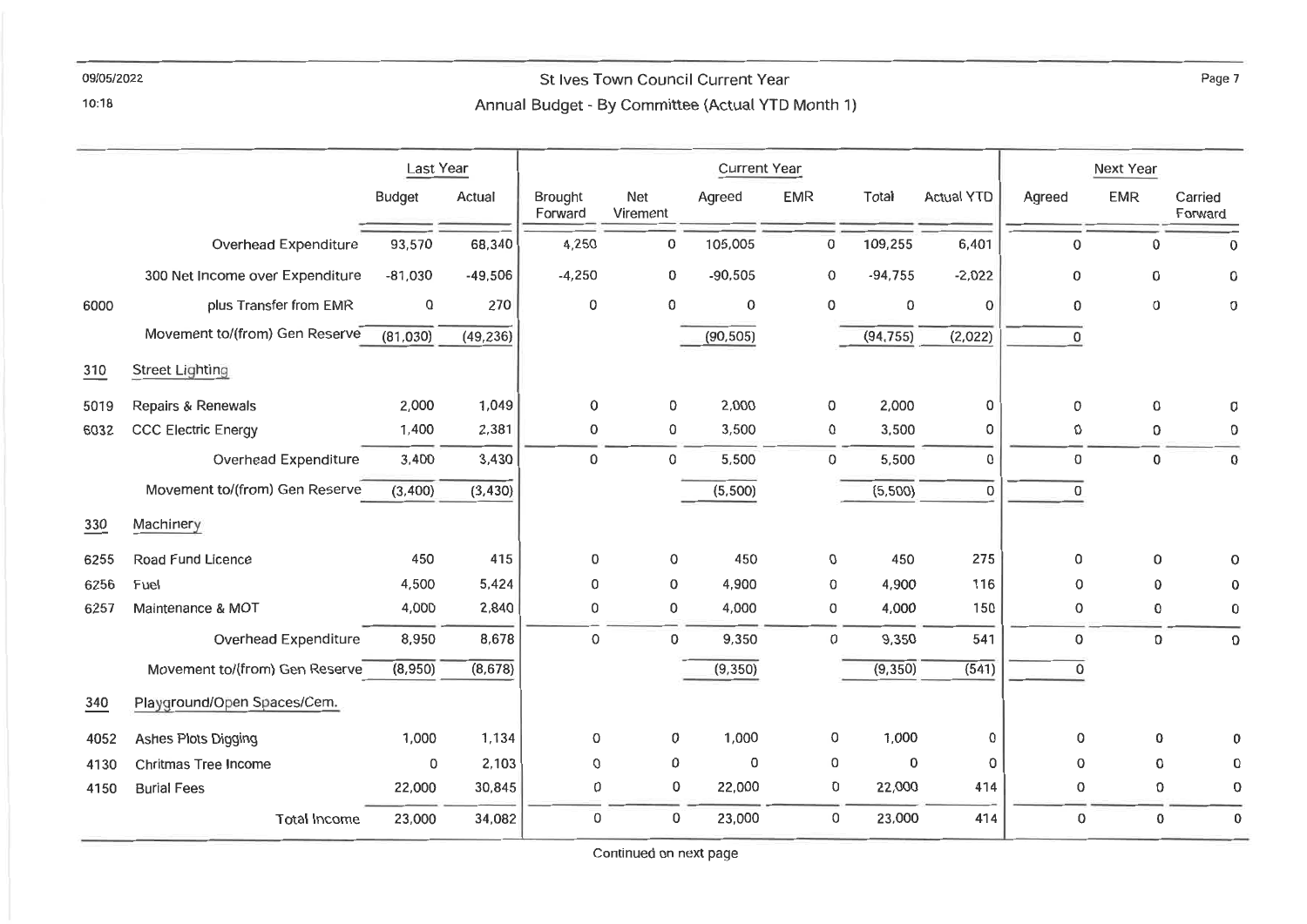# St Ives Town Council Current Year

## Annual Budget - By Committee (Actual YTD Month 1)

| | | Last Year | | Current Year | | | | | | Next Year | | |
|---|---|---|---|---|---|---|---|---|---|---|---|---|
| | | Budget | Actual | Brought Forward | Net Virement | Agreed | EMR | Total | Actual YTD | Agreed | EMR | Carried Forward |
| | Overhead Expenditure | 93,570 | 68,340 | 4,250 | 0 | 105,005 | 0 | 109,255 | 6,401 | 0 | 0 | 0 |
| | 300 Net Income over Expenditure | -81,030 | -49,506 | -4,250 | 0 | -90,505 | 0 | -94,755 | -2,022 | 0 | 0 | 0 |
| 6000 | plus Transfer from EMR | 0 | 270 | 0 | 0 | 0 | 0 | 0 | 0 | 0 | 0 | 0 |
| | Movement to/(from) Gen Reserve | (81,030) | (49,236) | | | (90,505) | | (94,755) | (2,022) | 0 | | |
| 310 | Street Lighting | | | | | | | | | | | |
| 5019 | Repairs & Renewals | 2,000 | 1,049 | 0 | 0 | 2,000 | 0 | 2,000 | 0 | 0 | 0 | 0 |
| 6032 | CCC Electric Energy | 1,400 | 2,381 | 0 | 0 | 3,500 | 0 | 3,500 | 0 | 0 | 0 | 0 |
| | Overhead Expenditure | 3,400 | 3,430 | 0 | 0 | 5,500 | 0 | 5,500 | 0 | 0 | 0 | 0 |
| | Movement to/(from) Gen Reserve | (3,400) | (3,430) | | | (5,500) | | (5,500) | 0 | 0 | | |
| 330 | Machinery | | | | | | | | | | | |
| 6255 | Road Fund Licence | 450 | 415 | 0 | 0 | 450 | 0 | 450 | 275 | 0 | 0 | 0 |
| 6256 | Fuel | 4,500 | 5,424 | 0 | 0 | 4,900 | 0 | 4,900 | 116 | 0 | 0 | 0 |
| 6257 | Maintenance & MOT | 4,000 | 2,840 | 0 | 0 | 4,000 | 0 | 4,000 | 150 | 0 | 0 | 0 |
| | Overhead Expenditure | 8,950 | 8,678 | 0 | 0 | 9,350 | 0 | 9,350 | 541 | 0 | 0 | 0 |
| | Movement to/(from) Gen Reserve | (8,950) | (8,678) | | | (9,350) | | (9,350) | (541) | 0 | | |
| 340 | Playground/Open Spaces/Cem. | | | | | | | | | | | |
| 4052 | Ashes Plots Digging | 1,000 | 1,134 | 0 | 0 | 1,000 | 0 | 1,000 | 0 | 0 | 0 | 0 |
| 4130 | Chritmas Tree Income | 0 | 2,103 | 0 | 0 | 0 | 0 | 0 | 0 | 0 | 0 | 0 |
| 4150 | Burial Fees | 22,000 | 30,845 | 0 | 0 | 22,000 | 0 | 22,000 | 414 | 0 | 0 | 0 |
| | Total Income | 23,000 | 34,082 | 0 | 0 | 23,000 | 0 | 23,000 | 414 | 0 | 0 | 0 |

Continued on next page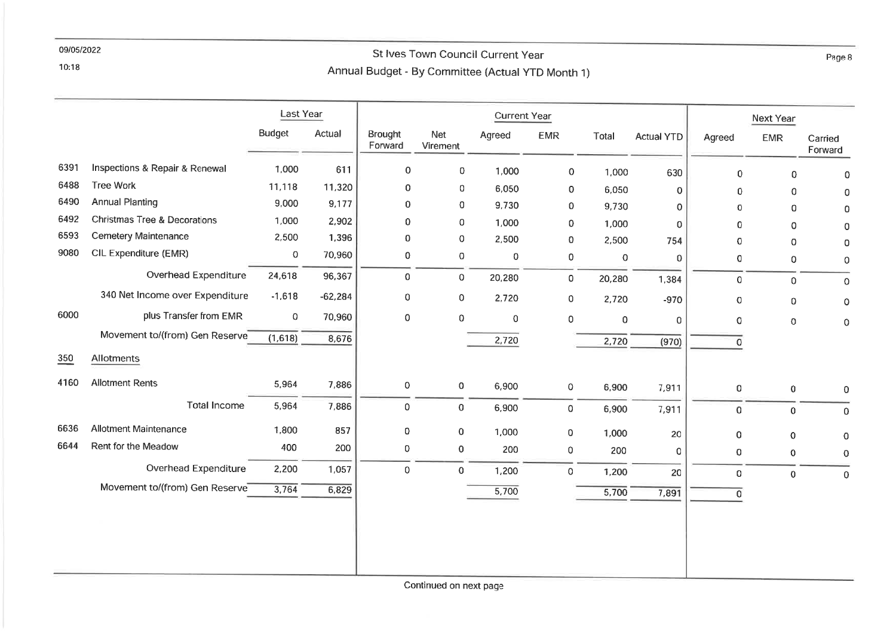| | | Last Year | | Current Year | | | | | | Next Year | | |
|---|---|---|---|---|---|---|---|---|---|---|---|---|
| | | Budget | Actual | Brought Forward | Net Virement | Agreed | EMR | Total | Actual YTD | Agreed | EMR | Carried Forward |
| 6391 | Inspections & Repair & Renewal | 1,000 | 611 | 0 | 0 | 1,000 | 0 | 1,000 | 630 | 0 | 0 | 0 |
| 6488 | Tree Work | 11,118 | 11,320 | 0 | 0 | 6,050 | 0 | 6,050 | 0 | 0 | 0 | 0 |
| 6490 | Annual Planting | 9,000 | 9,177 | 0 | 0 | 9,730 | 0 | 9,730 | 0 | 0 | 0 | 0 |
| 6492 | Christmas Tree & Decorations | 1,000 | 2,902 | 0 | 0 | 1,000 | 0 | 1,000 | 0 | 0 | 0 | 0 |
| 6593 | Cemetery Maintenance | 2,500 | 1,396 | 0 | 0 | 2,500 | 0 | 2,500 | 754 | 0 | 0 | 0 |
| 9080 | CIL Expenditure (EMR) | 0 | 70,960 | 0 | 0 | 0 | 0 | 0 | 0 | 0 | 0 | 0 |
| | Overhead Expenditure | 24,618 | 96,367 | 0 | 0 | 20,280 | 0 | 20,280 | 1,384 | 0 | 0 | 0 |
| | 340 Net Income over Expenditure | -1,618 | -62,284 | 0 | 0 | 2,720 | 0 | 2,720 | -970 | 0 | 0 | 0 |
| 6000 | plus Transfer from EMR | 0 | 70,960 | 0 | 0 | 0 | 0 | 0 | 0 | 0 | 0 | 0 |
| | Movement to/(from) Gen Reserve | (1,618) | 8,676 | | | 2,720 | | 2,720 | (970) | 0 | | |
| **350** | **Allotments** | | | | | | | | | | | |
| 4160 | Allotment Rents | 5,964 | 7,886 | 0 | 0 | 6,900 | 0 | 6,900 | 7,911 | 0 | 0 | 0 |
| | Total Income | 5,964 | 7,886 | 0 | 0 | 6,900 | 0 | 6,900 | 7,911 | 0 | 0 | 0 |
| 6636 | Allotment Maintenance | 1,800 | 857 | 0 | 0 | 1,000 | 0 | 1,000 | 20 | 0 | 0 | 0 |
| 6644 | Rent for the Meadow | 400 | 200 | 0 | 0 | 200 | 0 | 200 | 0 | 0 | 0 | 0 |
| | Overhead Expenditure | 2,200 | 1,057 | 0 | 0 | 1,200 | 0 | 1,200 | 20 | 0 | 0 | 0 |
| | Movement to/(from) Gen Reserve | 3,764 | 6,829 | | | 5,700 | | 5,700 | 7,891 | 0 | | |

Continued on next page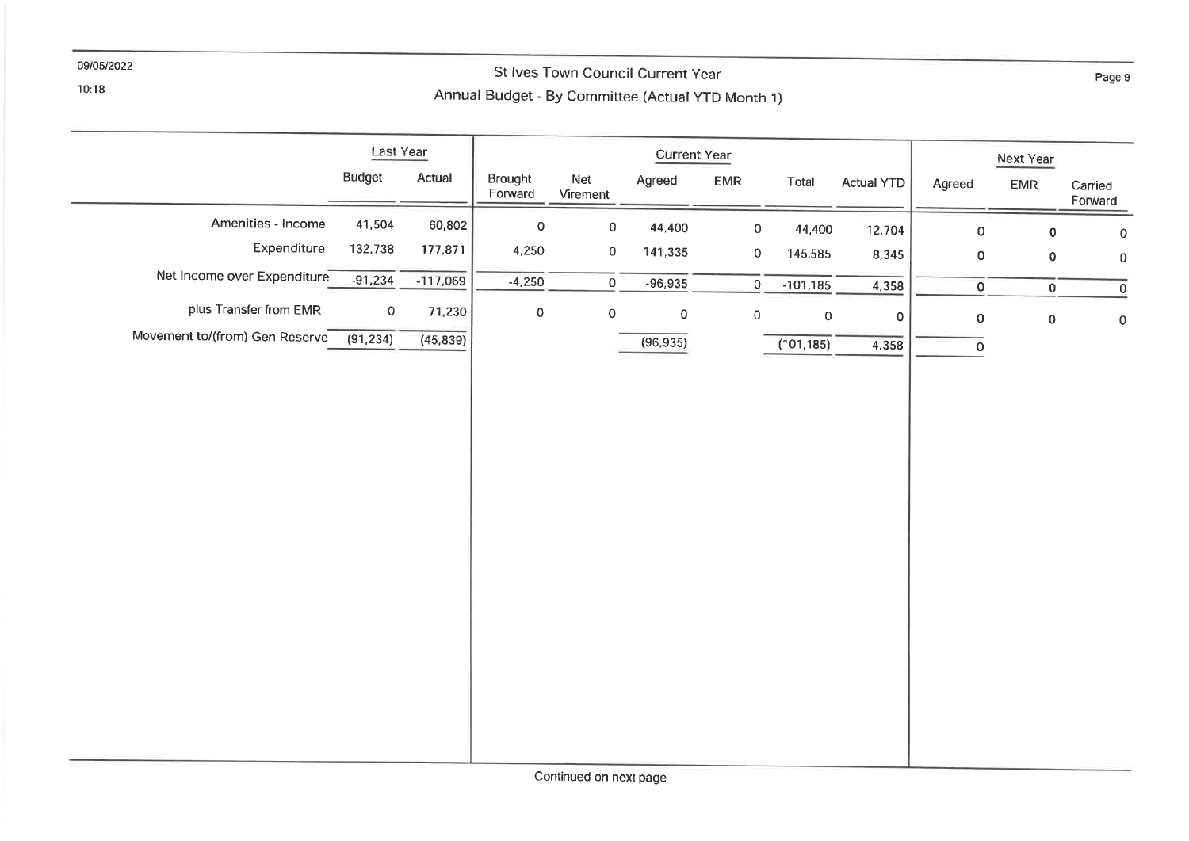# St Ives Town Council Current Year

## Annual Budget - By Committee (Actual YTD Month 1)

| | Last Year | | Current Year | | | | | | Next Year | | |
|---|---|---|---|---|---|---|---|---|---|---|---|
| | Budget | Actual | Brought Forward | Net Virement | Agreed | EMR | Total | Actual YTD | Agreed | EMR | Carried Forward |
| Amenities - Income | 41,504 | 60,802 | 0 | 0 | 44,400 | 0 | 44,400 | 12,704 | 0 | 0 | 0 |
| Expenditure | 132,738 | 177,871 | 4,250 | 0 | 141,335 | 0 | 145,585 | 8,345 | 0 | 0 | 0 |
| Net Income over Expenditure | -91,234 | -117,069 | -4,250 | 0 | -96,935 | 0 | -101,185 | 4,358 | 0 | 0 | 0 |
| plus Transfer from EMR | 0 | 71,230 | 0 | 0 | 0 | 0 | 0 | 0 | 0 | 0 | 0 |
| Movement to/(from) Gen Reserve | (91,234) | (45,839) | | | (96,935) | | (101,185) | 4,358 | 0 | | |

Continued on next page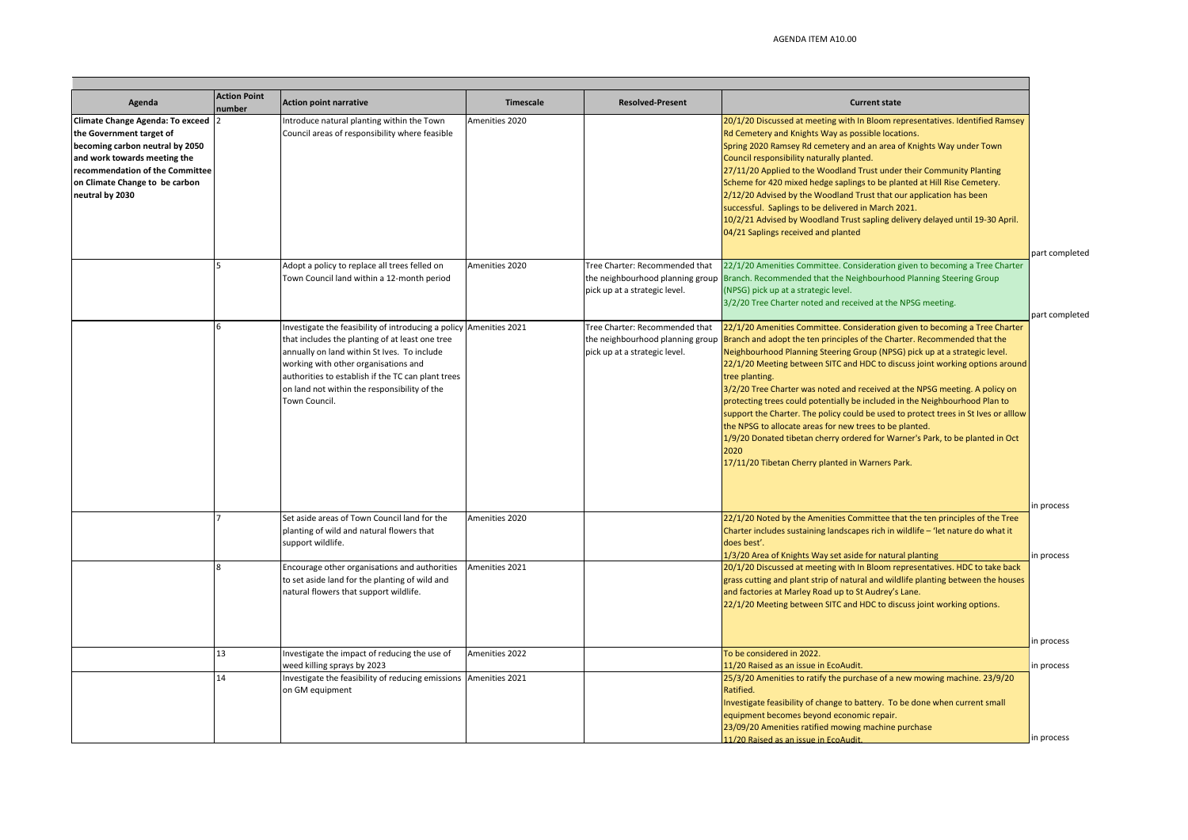AGENDA ITEM A10.00

| Agenda | Action Point number | Action point narrative | Timescale | Resolved-Present | Current state | |
|---|---|---|---|---|---|---|
| **Climate Change Agenda: To exceed the Government target of becoming carbon neutral by 2050 and work towards meeting the recommendation of the Committee on Climate Change to be carbon neutral by 2030** | 2 | Introduce natural planting within the Town Council areas of responsibility where feasible | Amenities 2020 | | 20/1/20 Discussed at meeting with In Bloom representatives. Identified Ramsey Rd Cemetery and Knights Way as possible locations.<br>Spring 2020 Ramsey Rd cemetery and an area of Knights Way under Town Council responsibility naturally planted.<br>27/11/20 Applied to the Woodland Trust under their Community Planting Scheme for 420 mixed hedge saplings to be planted at Hill Rise Cemetery.<br>2/12/20 Advised by the Woodland Trust that our application has been successful. Saplings to be delivered in March 2021.<br>10/2/21 Advised by Woodland Trust sapling delivery delayed until 19-30 April.<br>04/21 Saplings received and planted | part completed |
| | 5 | Adopt a policy to replace all trees felled on Town Council land within a 12-month period | Amenities 2020 | Tree Charter: Recommended that the neighbourhood planning group pick up at a strategic level. | 22/1/20 Amenities Committee. Consideration given to becoming a Tree Charter Branch. Recommended that the Neighbourhood Planning Steering Group (NPSG) pick up at a strategic level.<br>3/2/20 Tree Charter noted and received at the NPSG meeting. | part completed |
| | 6 | Investigate the feasibility of introducing a policy that includes the planting of at least one tree annually on land within St Ives. To include working with other organisations and authorities to establish if the TC can plant trees on land not within the responsibility of the Town Council. | Amenities 2021 | Tree Charter: Recommended that the neighbourhood planning group pick up at a strategic level. | 22/1/20 Amenities Committee. Consideration given to becoming a Tree Charter Branch and adopt the ten principles of the Charter. Recommended that the Neighbourhood Planning Steering Group (NPSG) pick up at a strategic level.<br>22/1/20 Meeting between SITC and HDC to discuss joint working options around tree planting.<br>3/2/20 Tree Charter was noted and received at the NPSG meeting. A policy on protecting trees could potentially be included in the Neighbourhood Plan to support the Charter. The policy could be used to protect trees in St Ives or allow the NPSG to allocate areas for new trees to be planted.<br>1/9/20 Donated tibetan cherry ordered for Warner's Park, to be planted in Oct 2020<br>17/11/20 Tibetan Cherry planted in Warners Park. | in process |
| | 7 | Set aside areas of Town Council land for the planting of wild and natural flowers that support wildlife. | Amenities 2020 | | 22/1/20 Noted by the Amenities Committee that the ten principles of the Tree Charter includes sustaining landscapes rich in wildlife – 'let nature do what it does best'.<br>1/3/20 Area of Knights Way set aside for natural planting | in process |
| | 8 | Encourage other organisations and authorities to set aside land for the planting of wild and natural flowers that support wildlife. | Amenities 2021 | | 20/1/20 Discussed at meeting with In Bloom representatives. HDC to take back grass cutting and plant strip of natural and wildlife planting between the houses and factories at Marley Road up to St Audrey's Lane.<br>22/1/20 Meeting between SITC and HDC to discuss joint working options. | in process |
| | 13 | Investigate the impact of reducing the use of weed killing sprays by 2023 | Amenities 2022 | | To be considered in 2022.<br>11/20 Raised as an issue in EcoAudit. | in process |
| | 14 | Investigate the feasibility of reducing emissions on GM equipment | Amenities 2021 | | 25/3/20 Amenities to ratify the purchase of a new mowing machine. 23/9/20 Ratified.<br>Investigate feasibility of change to battery. To be done when current small equipment becomes beyond economic repair.<br>23/09/20 Amenities ratified mowing machine purchase<br>11/20 Raised as an issue in EcoAudit. | in process |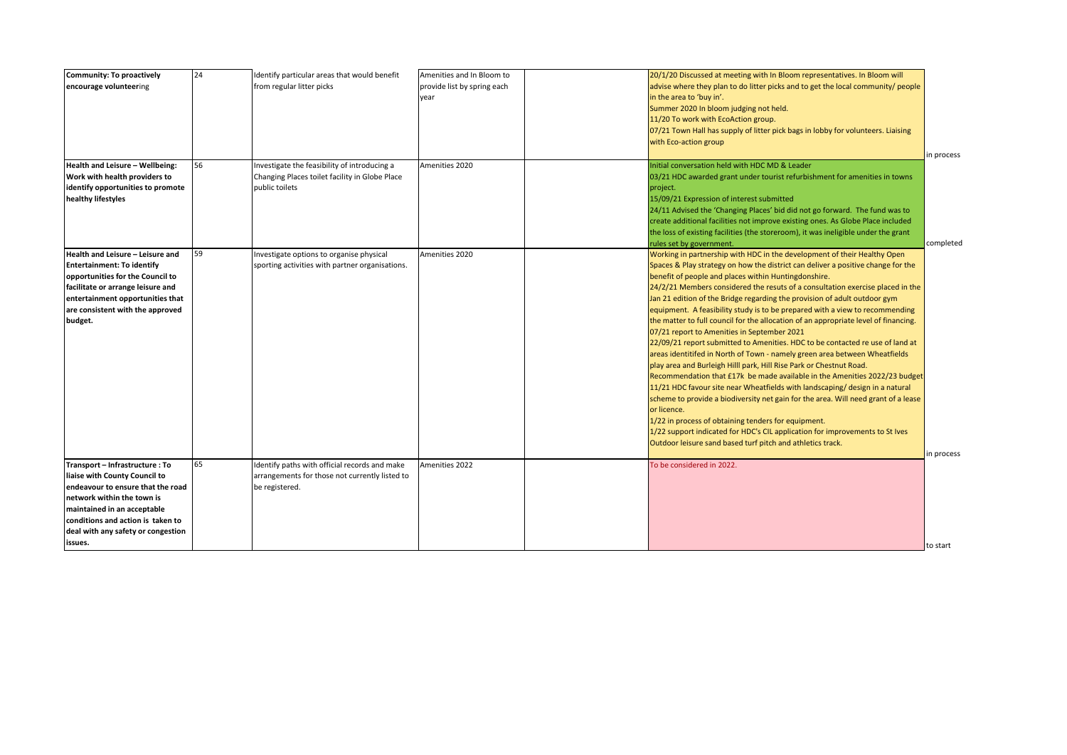| | | | | | | |
|---|---|---|---|---|---|---|
| **Community: To proactively encourage volunteer**ing | 24 | Identify particular areas that would benefit from regular litter picks | Amenities and In Bloom to provide list by spring each year | | 20/1/20 Discussed at meeting with In Bloom representatives. In Bloom will advise where they plan to do litter picks and to get the local community/ people in the area to 'buy in'.<br>Summer 2020 In bloom judging not held.<br>11/20 To work with EcoAction group.<br>07/21 Town Hall has supply of litter pick bags in lobby for volunteers. Liaising with Eco-action group | in process |
| **Health and Leisure – Wellbeing: Work with health providers to identify opportunities to promote healthy lifestyles** | 56 | Investigate the feasibility of introducing a Changing Places toilet facility in Globe Place public toilets | Amenities 2020 | | Initial conversation held with HDC MD & Leader<br>03/21 HDC awarded grant under tourist refurbishment for amenities in towns project.<br>15/09/21 Expression of interest submitted<br>24/11 Advised the 'Changing Places' bid did not go forward. The fund was to create additional facilities not improve existing ones. As Globe Place included the loss of existing facilities (the storeroom), it was ineligible under the grant rules set by government. | completed |
| **Health and Leisure – Leisure and Entertainment: To identify opportunities for the Council to facilitate or arrange leisure and entertainment opportunities that are consistent with the approved budget.** | 59 | Investigate options to organise physical sporting activities with partner organisations. | Amenities 2020 | | Working in partnership with HDC in the development of their Healthy Open Spaces & Play strategy on how the district can deliver a positive change for the benefit of people and places within Huntingdonshire.<br>24/2/21 Members considered the resuts of a consultation exercise placed in the Jan 21 edition of the Bridge regarding the provision of adult outdoor gym equipment. A feasibility study is to be prepared with a view to recommending the matter to full council for the allocation of an appropriate level of financing.<br>07/21 report to Amenities in September 2021<br>22/09/21 report submitted to Amenities. HDC to be contacted re use of land at areas identitifed in North of Town - namely green area between Wheatfields play area and Burleigh Hilll park, Hill Rise Park or Chestnut Road.<br>Recommendation that £17k be made available in the Amenities 2022/23 budget<br>11/21 HDC favour site near Wheatfields with landscaping/ design in a natural scheme to provide a biodiversity net gain for the area. Will need grant of a lease or licence.<br>1/22 in process of obtaining tenders for equipment.<br>1/22 support indicated for HDC's CIL application for improvements to St Ives Outdoor leisure sand based turf pitch and athletics track. | in process |
| **Transport – Infrastructure : To liaise with County Council to endeavour to ensure that the road network within the town is maintained in an acceptable conditions and action is taken to deal with any safety or congestion issues.** | 65 | Identify paths with official records and make arrangements for those not currently listed to be registered. | Amenities 2022 | | To be considered in 2022. | to start |